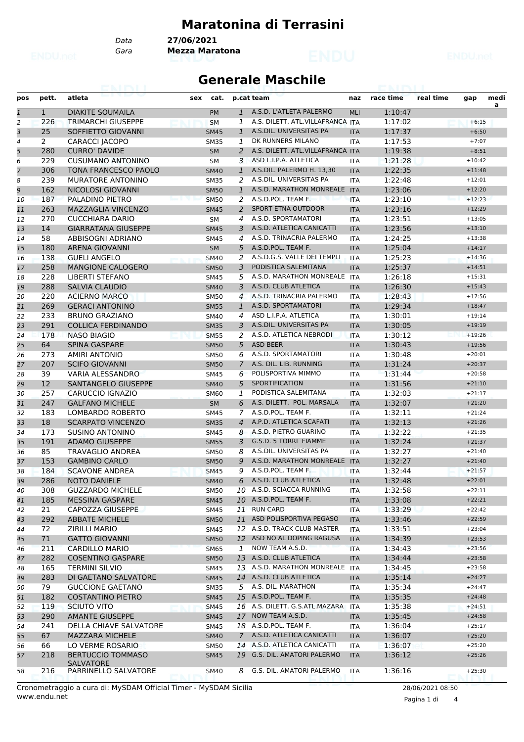# Maratonina di Terrasini

Data **27/06/2021**
Gara **Mezza Maratona**

## Generale Maschile

| pos | pett. | atleta | sex | cat. | p.cat | team | naz | race time | real time | gap | media |
|---|---|---|---|---|---|---|---|---|---|---|---|
| 1 | 1 | DIAKITE SOUMAILA | | PM | 1 | A.S.D. L'ATLETA PALERMO | MLI | 1:10:47 | | | |
| 2 | 226 | TRIMARCHI GIUSEPPE | | SM | 1 | A.S. DILETT. ATL.VILLAFRANCA | ITA | 1:17:02 | | +6:15 | |
| 3 | 25 | SOFFIETTO GIOVANNI | | SM45 | 1 | A.S.DIL. UNIVERSITAS PA | ITA | 1:17:37 | | +6:50 | |
| 4 | 2 | CARACCI JACOPO | | SM35 | 1 | DK RUNNERS MILANO | ITA | 1:17:53 | | +7:07 | |
| 5 | 280 | CURRO' DAVIDE | | SM | 2 | A.S. DILETT. ATL.VILLAFRANCA | ITA | 1:19:38 | | +8:51 | |
| 6 | 229 | CUSUMANO ANTONINO | | SM | 3 | ASD L.I.P.A. ATLETICA | ITA | 1:21:28 | | +10:42 | |
| 7 | 306 | TONA FRANCESCO PAOLO | | SM40 | 1 | A.S.DIL. PALERMO H. 13,30 | ITA | 1:22:35 | | +11:48 | |
| 8 | 239 | MURATORE ANTONINO | | SM35 | 2 | A.S.DIL. UNIVERSITAS PA | ITA | 1:22:48 | | +12:01 | |
| 9 | 162 | NICOLOSI GIOVANNI | | SM50 | 1 | A.S.D. MARATHON MONREALE | ITA | 1:23:06 | | +12:20 | |
| 10 | 187 | PALADINO PIETRO | | SM50 | 2 | A.S.D.POL. TEAM F. | ITA | 1:23:10 | | +12:23 | |
| 11 | 263 | MAZZAGLIA VINCENZO | | SM45 | 2 | SPORT ETNA OUTDOOR | ITA | 1:23:16 | | +12:29 | |
| 12 | 270 | CUCCHIARA DARIO | | SM | 4 | A.S.D. SPORTAMATORI | ITA | 1:23:51 | | +13:05 | |
| 13 | 14 | GIARRATANA GIUSEPPE | | SM45 | 3 | A.S.D. ATLETICA CANICATTI | ITA | 1:23:56 | | +13:10 | |
| 14 | 58 | ABBISOGNI ADRIANO | | SM45 | 4 | A.S.D. TRINACRIA PALERMO | ITA | 1:24:25 | | +13:38 | |
| 15 | 180 | ARENA GIOVANNI | | SM | 5 | A.S.D.POL. TEAM F. | ITA | 1:25:04 | | +14:17 | |
| 16 | 138 | GUELI ANGELO | | SM40 | 2 | A.S.D.G.S. VALLE DEI TEMPLI | ITA | 1:25:23 | | +14:36 | |
| 17 | 258 | MANGIONE CALOGERO | | SM50 | 3 | PODISTICA SALEMITANA | ITA | 1:25:37 | | +14:51 | |
| 18 | 228 | LIBERTI STEFANO | | SM45 | 5 | A.S.D. MARATHON MONREALE | ITA | 1:26:18 | | +15:31 | |
| 19 | 288 | SALVIA CLAUDIO | | SM40 | 3 | A.S.D. CLUB ATLETICA | ITA | 1:26:30 | | +15:43 | |
| 20 | 220 | ACIERNO MARCO | | SM50 | 4 | A.S.D. TRINACRIA PALERMO | ITA | 1:28:43 | | +17:56 | |
| 21 | 269 | GERACI ANTONINO | | SM55 | 1 | A.S.D. SPORTAMATORI | ITA | 1:29:34 | | +18:47 | |
| 22 | 233 | BRUNO GRAZIANO | | SM40 | 4 | ASD L.I.P.A. ATLETICA | ITA | 1:30:01 | | +19:14 | |
| 23 | 291 | COLLICA FERDINANDO | | SM35 | 3 | A.S.DIL. UNIVERSITAS PA | ITA | 1:30:05 | | +19:19 | |
| 24 | 178 | NASO BIAGIO | | SM55 | 2 | A.S.D. ATLETICA NEBRODI | ITA | 1:30:12 | | +19:26 | |
| 25 | 64 | SPINA GASPARE | | SM50 | 5 | ASD BEER | ITA | 1:30:43 | | +19:56 | |
| 26 | 273 | AMIRI ANTONIO | | SM50 | 6 | A.S.D. SPORTAMATORI | ITA | 1:30:48 | | +20:01 | |
| 27 | 207 | SCIFO GIOVANNI | | SM50 | 7 | A.S. DIL. LIB. RUNNING | ITA | 1:31:24 | | +20:37 | |
| 28 | 39 | VARIA ALESSANDRO | | SM45 | 6 | POLISPORTIVA MIMMO | ITA | 1:31:44 | | +20:58 | |
| 29 | 12 | SANTANGELO GIUSEPPE | | SM40 | 5 | SPORTIFICATION | ITA | 1:31:56 | | +21:10 | |
| 30 | 257 | CARUCCIO IGNAZIO | | SM60 | 1 | PODISTICA SALEMITANA | ITA | 1:32:03 | | +21:17 | |
| 31 | 247 | GALFANO MICHELE | | SM | 6 | A.S. DILETT. POL. MARSALA | ITA | 1:32:07 | | +21:20 | |
| 32 | 183 | LOMBARDO ROBERTO | | SM45 | 7 | A.S.D.POL. TEAM F. | ITA | 1:32:11 | | +21:24 | |
| 33 | 18 | SCARPATO VINCENZO | | SM35 | 4 | A.P.D. ATLETICA SCAFATI | ITA | 1:32:13 | | +21:26 | |
| 34 | 173 | SUSINO ANTONINO | | SM45 | 8 | A.S.D. PIETRO GUARINO | ITA | 1:32:22 | | +21:35 | |
| 35 | 191 | ADAMO GIUSEPPE | | SM55 | 3 | G.S.D. 5 TORRI FIAMME | ITA | 1:32:24 | | +21:37 | |
| 36 | 85 | TRAVAGLIO ANDREA | | SM50 | 8 | A.S.DIL. UNIVERSITAS PA | ITA | 1:32:27 | | +21:40 | |
| 37 | 153 | GAMBINO CARLO | | SM50 | 9 | A.S.D. MARATHON MONREALE | ITA | 1:32:27 | | +21:40 | |
| 38 | 184 | SCAVONE ANDREA | | SM45 | 9 | A.S.D.POL. TEAM F. | ITA | 1:32:44 | | +21:57 | |
| 39 | 286 | NOTO DANIELE | | SM40 | 6 | A.S.D. CLUB ATLETICA | ITA | 1:32:48 | | +22:01 | |
| 40 | 308 | GUZZARDO MICHELE | | SM50 | 10 | A.S.D. SCIACCA RUNNING | ITA | 1:32:58 | | +22:11 | |
| 41 | 185 | MESSINA GASPARE | | SM45 | 10 | A.S.D.POL. TEAM F. | ITA | 1:33:08 | | +22:21 | |
| 42 | 21 | CAPOZZA GIUSEPPE | | SM45 | 11 | RUN CARD | ITA | 1:33:29 | | +22:42 | |
| 43 | 292 | ABBATE MICHELE | | SM50 | 11 | ASD POLISPORTIVA PEGASO | ITA | 1:33:46 | | +22:59 | |
| 44 | 72 | ZIRILLI MARIO | | SM45 | 12 | A.S.D. TRACK CLUB MASTER | ITA | 1:33:51 | | +23:04 | |
| 45 | 71 | GATTO GIOVANNI | | SM50 | 12 | ASD NO AL DOPING RAGUSA | ITA | 1:34:39 | | +23:53 | |
| 46 | 211 | CARDILLO MARIO | | SM65 | 1 | NOW TEAM A.S.D. | ITA | 1:34:43 | | +23:56 | |
| 47 | 282 | COSENTINO GASPARE | | SM50 | 13 | A.S.D. CLUB ATLETICA | ITA | 1:34:44 | | +23:58 | |
| 48 | 165 | TERMINI SILVIO | | SM45 | 13 | A.S.D. MARATHON MONREALE | ITA | 1:34:45 | | +23:58 | |
| 49 | 283 | DI GAETANO SALVATORE | | SM45 | 14 | A.S.D. CLUB ATLETICA | ITA | 1:35:14 | | +24:27 | |
| 50 | 79 | GUCCIONE GAETANO | | SM35 | 5 | A.S. DIL. MARATHON | ITA | 1:35:34 | | +24:47 | |
| 51 | 182 | COSTANTINO PIETRO | | SM45 | 15 | A.S.D.POL. TEAM F. | ITA | 1:35:35 | | +24:48 | |
| 52 | 119 | SCIUTO VITO | | SM45 | 16 | A.S. DILETT. G.S.ATL.MAZARA | ITA | 1:35:38 | | +24:51 | |
| 53 | 290 | AMANTE GIUSEPPE | | SM45 | 17 | NOW TEAM A.S.D. | ITA | 1:35:45 | | +24:58 | |
| 54 | 241 | DELLA CHIAVE SALVATORE | | SM45 | 18 | A.S.D.POL. TEAM F. | ITA | 1:36:04 | | +25:17 | |
| 55 | 67 | MAZZARA MICHELE | | SM40 | 7 | A.S.D. ATLETICA CANICATTI | ITA | 1:36:07 | | +25:20 | |
| 56 | 66 | LO VERME ROSARIO | | SM50 | 14 | A.S.D. ATLETICA CANICATTI | ITA | 1:36:07 | | +25:20 | |
| 57 | 218 | BERTUCCIO TOMMASO SALVATORE | | SM45 | 19 | G.S. DIL. AMATORI PALERMO | ITA | 1:36:12 | | +25:26 | |
| 58 | 216 | PARRINELLO SALVATORE | | SM40 | 8 | G.S. DIL. AMATORI PALERMO | ITA | 1:36:16 | | +25:30 | |

Cronometraggio a cura di: MySDAM Official Timer - MySDAM Sicilia
www.endu.net

28/06/2021 08:50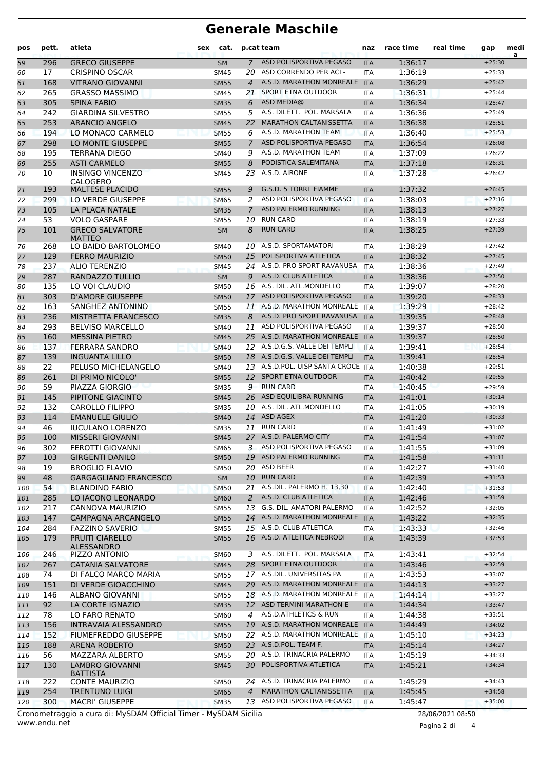# Generale Maschile

| pos | pett. | atleta | sex | cat. | p.cat | team | naz | race time | real time | gap | media |
|---|---|---|---|---|---|---|---|---|---|---|---|
| 59 | 296 | GRECO GIUSEPPE | | SM | 7 | ASD POLISPORTIVA PEGASO | ITA | 1:36:17 | | +25:30 | |
| 60 | 17 | CRISPINO OSCAR | | SM45 | 20 | ASD CORRENDO PER ACI - | ITA | 1:36:19 | | +25:33 | |
| 61 | 168 | VITRANO GIOVANNI | | SM55 | 4 | A.S.D. MARATHON MONREALE | ITA | 1:36:29 | | +25:42 | |
| 62 | 265 | GRASSO MASSIMO | | SM45 | 21 | SPORT ETNA OUTDOOR | ITA | 1:36:31 | | +25:44 | |
| 63 | 305 | SPINA FABIO | | SM35 | 6 | ASD MEDIA@ | ITA | 1:36:34 | | +25:47 | |
| 64 | 242 | GIARDINA SILVESTRO | | SM55 | 5 | A.S. DILETT. POL. MARSALA | ITA | 1:36:36 | | +25:49 | |
| 65 | 253 | ARANCIO ANGELO | | SM45 | 22 | MARATHON CALTANISSETTA | ITA | 1:36:38 | | +25:51 | |
| 66 | 194 | LO MONACO CARMELO | | SM55 | 6 | A.S.D. MARATHON TEAM | ITA | 1:36:40 | | +25:53 | |
| 67 | 298 | LO MONTE GIUSEPPE | | SM55 | 7 | ASD POLISPORTIVA PEGASO | ITA | 1:36:54 | | +26:08 | |
| 68 | 195 | TERRANA DIEGO | | SM40 | 9 | A.S.D. MARATHON TEAM | ITA | 1:37:09 | | +26:22 | |
| 69 | 255 | ASTI CARMELO | | SM55 | 8 | PODISTICA SALEMITANA | ITA | 1:37:18 | | +26:31 | |
| 70 | 10 | INSINGO VINCENZO CALOGERO | | SM45 | 23 | A.S.D. AIRONE | ITA | 1:37:28 | | +26:42 | |
| 71 | 193 | MALTESE PLACIDO | | SM55 | 9 | G.S.D. 5 TORRI FIAMME | ITA | 1:37:32 | | +26:45 | |
| 72 | 299 | LO VERDE GIUSEPPE | | SM65 | 2 | ASD POLISPORTIVA PEGASO | ITA | 1:38:03 | | +27:16 | |
| 73 | 105 | LA PLACA NATALE | | SM35 | 7 | ASD PALERMO RUNNING | ITA | 1:38:13 | | +27:27 | |
| 74 | 53 | VOLO GASPARE | | SM55 | 10 | RUN CARD | ITA | 1:38:19 | | +27:33 | |
| 75 | 101 | GRECO SALVATORE MATTEO | | SM | 8 | RUN CARD | ITA | 1:38:25 | | +27:39 | |
| 76 | 268 | LO BAIDO BARTOLOMEO | | SM40 | 10 | A.S.D. SPORTAMATORI | ITA | 1:38:29 | | +27:42 | |
| 77 | 129 | FERRO MAURIZIO | | SM50 | 15 | POLISPORTIVA ATLETICA | ITA | 1:38:32 | | +27:45 | |
| 78 | 237 | ALIO TERENZIO | | SM45 | 24 | A.S.D. PRO SPORT RAVANUSA | ITA | 1:38:36 | | +27:49 | |
| 79 | 287 | RANDAZZO TULLIO | | SM | 9 | A.S.D. CLUB ATLETICA | ITA | 1:38:36 | | +27:50 | |
| 80 | 135 | LO VOI CLAUDIO | | SM50 | 16 | A.S. DIL. ATL.MONDELLO | ITA | 1:39:07 | | +28:20 | |
| 81 | 303 | D'AMORE GIUSEPPE | | SM50 | 17 | ASD POLISPORTIVA PEGASO | ITA | 1:39:20 | | +28:33 | |
| 82 | 163 | SANGHEZ ANTONINO | | SM55 | 11 | A.S.D. MARATHON MONREALE | ITA | 1:39:29 | | +28:42 | |
| 83 | 236 | MISTRETTA FRANCESCO | | SM35 | 8 | A.S.D. PRO SPORT RAVANUSA | ITA | 1:39:35 | | +28:48 | |
| 84 | 293 | BELVISO MARCELLO | | SM40 | 11 | ASD POLISPORTIVA PEGASO | ITA | 1:39:37 | | +28:50 | |
| 85 | 160 | MESSINA PIETRO | | SM45 | 25 | A.S.D. MARATHON MONREALE | ITA | 1:39:37 | | +28:50 | |
| 86 | 137 | FERRARA SANDRO | | SM40 | 12 | A.S.D.G.S. VALLE DEI TEMPLI | ITA | 1:39:41 | | +28:54 | |
| 87 | 139 | INGUANTA LILLO | | SM50 | 18 | A.S.D.G.S. VALLE DEI TEMPLI | ITA | 1:39:41 | | +28:54 | |
| 88 | 22 | PELUSO MICHELANGELO | | SM40 | 13 | A.S.D.POL. UISP SANTA CROCE | ITA | 1:40:38 | | +29:51 | |
| 89 | 261 | DI PRIMO NICOLO' | | SM55 | 12 | SPORT ETNA OUTDOOR | ITA | 1:40:42 | | +29:55 | |
| 90 | 59 | PIAZZA GIORGIO | | SM35 | 9 | RUN CARD | ITA | 1:40:45 | | +29:59 | |
| 91 | 145 | PIPITONE GIACINTO | | SM45 | 26 | ASD EQUILIBRA RUNNING | ITA | 1:41:01 | | +30:14 | |
| 92 | 132 | CAROLLO FILIPPO | | SM35 | 10 | A.S. DIL. ATL.MONDELLO | ITA | 1:41:05 | | +30:19 | |
| 93 | 114 | EMANUELE GIULIO | | SM40 | 14 | ASD AGEX | ITA | 1:41:20 | | +30:33 | |
| 94 | 46 | IUCULANO LORENZO | | SM35 | 11 | RUN CARD | ITA | 1:41:49 | | +31:02 | |
| 95 | 100 | MISSERI GIOVANNI | | SM45 | 27 | A.S.D. PALERMO CITY | ITA | 1:41:54 | | +31:07 | |
| 96 | 302 | FEROTTI GIOVANNI | | SM65 | 3 | ASD POLISPORTIVA PEGASO | ITA | 1:41:55 | | +31:09 | |
| 97 | 103 | GIRGENTI DANILO | | SM50 | 19 | ASD PALERMO RUNNING | ITA | 1:41:58 | | +31:11 | |
| 98 | 19 | BROGLIO FLAVIO | | SM50 | 20 | ASD BEER | ITA | 1:42:27 | | +31:40 | |
| 99 | 48 | GARGAGLIANO FRANCESCO | | SM | 10 | RUN CARD | ITA | 1:42:39 | | +31:53 | |
| 100 | 54 | BLANDINO FABIO | | SM50 | 21 | A.S.DIL. PALERMO H. 13,30 | ITA | 1:42:40 | | +31:53 | |
| 101 | 285 | LO IACONO LEONARDO | | SM60 | 2 | A.S.D. CLUB ATLETICA | ITA | 1:42:46 | | +31:59 | |
| 102 | 217 | CANNOVA MAURIZIO | | SM55 | 13 | G.S. DIL. AMATORI PALERMO | ITA | 1:42:52 | | +32:05 | |
| 103 | 147 | CAMPAGNA ARCANGELO | | SM55 | 14 | A.S.D. MARATHON MONREALE | ITA | 1:43:22 | | +32:35 | |
| 104 | 284 | FAZZINO SAVERIO | | SM55 | 15 | A.S.D. CLUB ATLETICA | ITA | 1:43:33 | | +32:46 | |
| 105 | 179 | PRUITI CIARELLO ALESSANDRO | | SM55 | 16 | A.S.D. ATLETICA NEBRODI | ITA | 1:43:39 | | +32:53 | |
| 106 | 246 | PIZZO ANTONIO | | SM60 | 3 | A.S. DILETT. POL. MARSALA | ITA | 1:43:41 | | +32:54 | |
| 107 | 267 | CATANIA SALVATORE | | SM45 | 28 | SPORT ETNA OUTDOOR | ITA | 1:43:46 | | +32:59 | |
| 108 | 74 | DI FALCO MARCO MARIA | | SM55 | 17 | A.S.DIL. UNIVERSITAS PA | ITA | 1:43:53 | | +33:07 | |
| 109 | 151 | DI VERDE GIOACCHINO | | SM45 | 29 | A.S.D. MARATHON MONREALE | ITA | 1:44:13 | | +33:27 | |
| 110 | 146 | ALBANO GIOVANNI | | SM55 | 18 | A.S.D. MARATHON MONREALE | ITA | 1:44:14 | | +33:27 | |
| 111 | 92 | LA CORTE IGNAZIO | | SM35 | 12 | ASD TERMINI MARATHON E | ITA | 1:44:34 | | +33:47 | |
| 112 | 78 | LO FARO RENATO | | SM60 | 4 | A.S.D.ATHLETICS & RUN | ITA | 1:44:38 | | +33:51 | |
| 113 | 156 | INTRAVAIA ALESSANDRO | | SM55 | 19 | A.S.D. MARATHON MONREALE | ITA | 1:44:49 | | +34:02 | |
| 114 | 152 | FIUMEFREDDO GIUSEPPE | | SM50 | 22 | A.S.D. MARATHON MONREALE | ITA | 1:45:10 | | +34:23 | |
| 115 | 188 | ARENA ROBERTO | | SM50 | 23 | A.S.D.POL. TEAM F. | ITA | 1:45:14 | | +34:27 | |
| 116 | 56 | MAZZARA ALBERTO | | SM55 | 20 | A.S.D. TRINACRIA PALERMO | ITA | 1:45:19 | | +34:33 | |
| 117 | 130 | LAMBRO GIOVANNI BATTISTA | | SM45 | 30 | POLISPORTIVA ATLETICA | ITA | 1:45:21 | | +34:34 | |
| 118 | 222 | CONTE MAURIZIO | | SM50 | 24 | A.S.D. TRINACRIA PALERMO | ITA | 1:45:29 | | +34:43 | |
| 119 | 254 | TRENTUNO LUIGI | | SM65 | 4 | MARATHON CALTANISSETTA | ITA | 1:45:45 | | +34:58 | |
| 120 | 300 | MACRI' GIUSEPPE | | SM35 | 13 | ASD POLISPORTIVA PEGASO | ITA | 1:45:47 | | +35:00 | |

Cronometraggio a cura di: MySDAM Official Timer - MySDAM Sicilia
www.endu.net
28/06/2021 08:50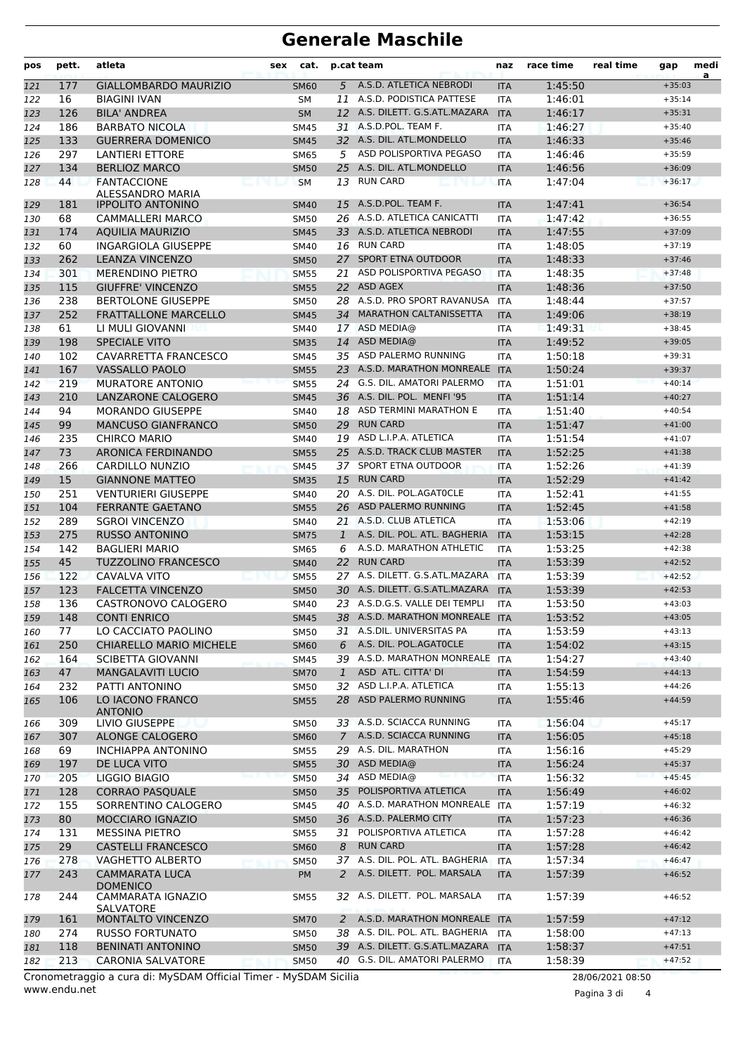# Generale Maschile

| pos | pett. | atleta | sex | cat. | p.cat | team | naz | race time | real time | gap | media |
|---|---|---|---|---|---|---|---|---|---|---|---|
| 121 | 177 | GIALLOMBARDO MAURIZIO | | SM60 | 5 | A.S.D. ATLETICA NEBRODI | ITA | 1:45:50 | | +35:03 | |
| 122 | 16 | BIAGINI IVAN | | SM | 11 | A.S.D. PODISTICA PATTESE | ITA | 1:46:01 | | +35:14 | |
| 123 | 126 | BILA' ANDREA | | SM | 12 | A.S. DILETT. G.S.ATL.MAZARA | ITA | 1:46:17 | | +35:31 | |
| 124 | 186 | BARBATO NICOLA | | SM45 | 31 | A.S.D.POL. TEAM F. | ITA | 1:46:27 | | +35:40 | |
| 125 | 133 | GUERRERA DOMENICO | | SM45 | 32 | A.S. DIL. ATL.MONDELLO | ITA | 1:46:33 | | +35:46 | |
| 126 | 297 | LANTIERI ETTORE | | SM65 | 5 | ASD POLISPORTIVA PEGASO | ITA | 1:46:46 | | +35:59 | |
| 127 | 134 | BERLIOZ MARCO | | SM50 | 25 | A.S. DIL. ATL.MONDELLO | ITA | 1:46:56 | | +36:09 | |
| 128 | 44 | FANTACCIONE ALESSANDRO MARIA | | SM | 13 | RUN CARD | ITA | 1:47:04 | | +36:17 | |
| 129 | 181 | IPPOLITO ANTONINO | | SM40 | 15 | A.S.D.POL. TEAM F. | ITA | 1:47:41 | | +36:54 | |
| 130 | 68 | CAMMALLERI MARCO | | SM50 | 26 | A.S.D. ATLETICA CANICATTI | ITA | 1:47:42 | | +36:55 | |
| 131 | 174 | AQUILIA MAURIZIO | | SM45 | 33 | A.S.D. ATLETICA NEBRODI | ITA | 1:47:55 | | +37:09 | |
| 132 | 60 | INGARGIOLA GIUSEPPE | | SM40 | 16 | RUN CARD | ITA | 1:48:05 | | +37:19 | |
| 133 | 262 | LEANZA VINCENZO | | SM50 | 27 | SPORT ETNA OUTDOOR | ITA | 1:48:33 | | +37:46 | |
| 134 | 301 | MERENDINO PIETRO | | SM55 | 21 | ASD POLISPORTIVA PEGASO | ITA | 1:48:35 | | +37:48 | |
| 135 | 115 | GIUFFRE' VINCENZO | | SM55 | 22 | ASD AGEX | ITA | 1:48:36 | | +37:50 | |
| 136 | 238 | BERTOLONE GIUSEPPE | | SM50 | 28 | A.S.D. PRO SPORT RAVANUSA | ITA | 1:48:44 | | +37:57 | |
| 137 | 252 | FRATTALLONE MARCELLO | | SM45 | 34 | MARATHON CALTANISSETTA | ITA | 1:49:06 | | +38:19 | |
| 138 | 61 | LI MULI GIOVANNI | | SM40 | 17 | ASD MEDIA@ | ITA | 1:49:31 | | +38:45 | |
| 139 | 198 | SPECIALE VITO | | SM35 | 14 | ASD MEDIA@ | ITA | 1:49:52 | | +39:05 | |
| 140 | 102 | CAVARRETTA FRANCESCO | | SM45 | 35 | ASD PALERMO RUNNING | ITA | 1:50:18 | | +39:31 | |
| 141 | 167 | VASSALLO PAOLO | | SM55 | 23 | A.S.D. MARATHON MONREALE | ITA | 1:50:24 | | +39:37 | |
| 142 | 219 | MURATORE ANTONIO | | SM55 | 24 | G.S. DIL. AMATORI PALERMO | ITA | 1:51:01 | | +40:14 | |
| 143 | 210 | LANZARONE CALOGERO | | SM45 | 36 | A.S. DIL. POL. MENFI '95 | ITA | 1:51:14 | | +40:27 | |
| 144 | 94 | MORANDO GIUSEPPE | | SM40 | 18 | ASD TERMINI MARATHON E | ITA | 1:51:40 | | +40:54 | |
| 145 | 99 | MANCUSO GIANFRANCO | | SM50 | 29 | RUN CARD | ITA | 1:51:47 | | +41:00 | |
| 146 | 235 | CHIRCO MARIO | | SM40 | 19 | ASD L.I.P.A. ATLETICA | ITA | 1:51:54 | | +41:07 | |
| 147 | 73 | ARONICA FERDINANDO | | SM55 | 25 | A.S.D. TRACK CLUB MASTER | ITA | 1:52:25 | | +41:38 | |
| 148 | 266 | CARDILLO NUNZIO | | SM45 | 37 | SPORT ETNA OUTDOOR | ITA | 1:52:26 | | +41:39 | |
| 149 | 15 | GIANNONE MATTEO | | SM35 | 15 | RUN CARD | ITA | 1:52:29 | | +41:42 | |
| 150 | 251 | VENTURIERI GIUSEPPE | | SM40 | 20 | A.S. DIL. POL.AGAT0CLE | ITA | 1:52:41 | | +41:55 | |
| 151 | 104 | FERRANTE GAETANO | | SM55 | 26 | ASD PALERMO RUNNING | ITA | 1:52:45 | | +41:58 | |
| 152 | 289 | SGROI VINCENZO | | SM40 | 21 | A.S.D. CLUB ATLETICA | ITA | 1:53:06 | | +42:19 | |
| 153 | 275 | RUSSO ANTONINO | | SM75 | 1 | A.S. DIL. POL. ATL. BAGHERIA | ITA | 1:53:15 | | +42:28 | |
| 154 | 142 | BAGLIERI MARIO | | SM65 | 6 | A.S.D. MARATHON ATHLETIC | ITA | 1:53:25 | | +42:38 | |
| 155 | 45 | TUZZOLINO FRANCESCO | | SM40 | 22 | RUN CARD | ITA | 1:53:39 | | +42:52 | |
| 156 | 122 | CAVALVA VITO | | SM55 | 27 | A.S. DILETT. G.S.ATL.MAZARA | ITA | 1:53:39 | | +42:52 | |
| 157 | 123 | FALCETTA VINCENZO | | SM50 | 30 | A.S. DILETT. G.S.ATL.MAZARA | ITA | 1:53:39 | | +42:53 | |
| 158 | 136 | CASTRONOVO CALOGERO | | SM40 | 23 | A.S.D.G.S. VALLE DEI TEMPLI | ITA | 1:53:50 | | +43:03 | |
| 159 | 148 | CONTI ENRICO | | SM45 | 38 | A.S.D. MARATHON MONREALE | ITA | 1:53:52 | | +43:05 | |
| 160 | 77 | LO CACCIATO PAOLINO | | SM50 | 31 | A.S.DIL. UNIVERSITAS PA | ITA | 1:53:59 | | +43:13 | |
| 161 | 250 | CHIARELLO MARIO MICHELE | | SM60 | 6 | A.S. DIL. POL.AGAT0CLE | ITA | 1:54:02 | | +43:15 | |
| 162 | 164 | SCIBETTA GIOVANNI | | SM45 | 39 | A.S.D. MARATHON MONREALE | ITA | 1:54:27 | | +43:40 | |
| 163 | 47 | MANGALAVITI LUCIO | | SM70 | 1 | ASD ATL. CITTA' DI | ITA | 1:54:59 | | +44:13 | |
| 164 | 232 | PATTI ANTONINO | | SM50 | 32 | ASD L.I.P.A. ATLETICA | ITA | 1:55:13 | | +44:26 | |
| 165 | 106 | LO IACONO FRANCO ANTONIO | | SM55 | 28 | ASD PALERMO RUNNING | ITA | 1:55:46 | | +44:59 | |
| 166 | 309 | LIVIO GIUSEPPE | | SM50 | 33 | A.S.D. SCIACCA RUNNING | ITA | 1:56:04 | | +45:17 | |
| 167 | 307 | ALONGE CALOGERO | | SM60 | 7 | A.S.D. SCIACCA RUNNING | ITA | 1:56:05 | | +45:18 | |
| 168 | 69 | INCHIAPPA ANTONINO | | SM55 | 29 | A.S. DIL. MARATHON | ITA | 1:56:16 | | +45:29 | |
| 169 | 197 | DE LUCA VITO | | SM55 | 30 | ASD MEDIA@ | ITA | 1:56:24 | | +45:37 | |
| 170 | 205 | LIGGIO BIAGIO | | SM50 | 34 | ASD MEDIA@ | ITA | 1:56:32 | | +45:45 | |
| 171 | 128 | CORRAO PASQUALE | | SM50 | 35 | POLISPORTIVA ATLETICA | ITA | 1:56:49 | | +46:02 | |
| 172 | 155 | SORRENTINO CALOGERO | | SM45 | 40 | A.S.D. MARATHON MONREALE | ITA | 1:57:19 | | +46:32 | |
| 173 | 80 | MOCCIARO IGNAZIO | | SM50 | 36 | A.S.D. PALERMO CITY | ITA | 1:57:23 | | +46:36 | |
| 174 | 131 | MESSINA PIETRO | | SM55 | 31 | POLISPORTIVA ATLETICA | ITA | 1:57:28 | | +46:42 | |
| 175 | 29 | CASTELLI FRANCESCO | | SM60 | 8 | RUN CARD | ITA | 1:57:28 | | +46:42 | |
| 176 | 278 | VAGHETTO ALBERTO | | SM50 | 37 | A.S. DIL. POL. ATL. BAGHERIA | ITA | 1:57:34 | | +46:47 | |
| 177 | 243 | CAMMARATA LUCA DOMENICO | | PM | 2 | A.S. DILETT. POL. MARSALA | ITA | 1:57:39 | | +46:52 | |
| 178 | 244 | CAMMARATA IGNAZIO SALVATORE | | SM55 | 32 | A.S. DILETT. POL. MARSALA | ITA | 1:57:39 | | +46:52 | |
| 179 | 161 | MONTALTO VINCENZO | | SM70 | 2 | A.S.D. MARATHON MONREALE | ITA | 1:57:59 | | +47:12 | |
| 180 | 274 | RUSSO FORTUNATO | | SM50 | 38 | A.S. DIL. POL. ATL. BAGHERIA | ITA | 1:58:00 | | +47:13 | |
| 181 | 118 | BENINATI ANTONINO | | SM50 | 39 | A.S. DILETT. G.S.ATL.MAZARA | ITA | 1:58:37 | | +47:51 | |
| 182 | 213 | CARONIA SALVATORE | | SM50 | 40 | G.S. DIL. AMATORI PALERMO | ITA | 1:58:39 | | +47:52 | |

Cronometraggio a cura di: MySDAM Official Timer - MySDAM Sicilia
www.endu.net
28/06/2021 08:50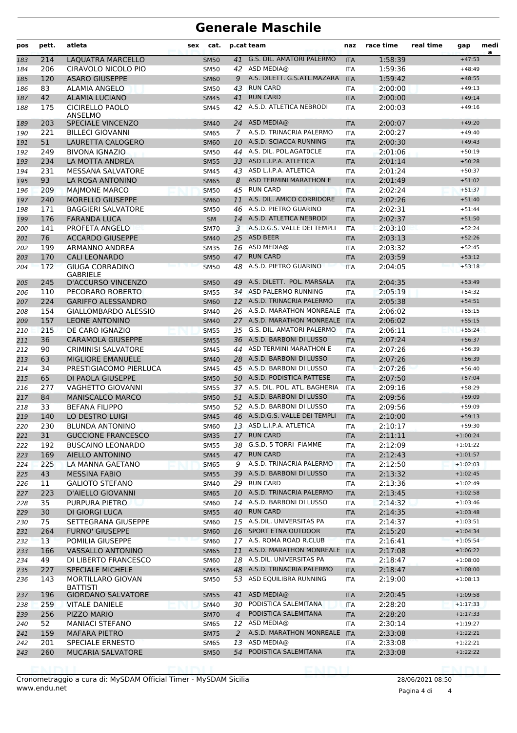# Generale Maschile

| pos | pett. | atleta | sex | cat. | p.cat | team | naz | race time | real time | gap | media |
|---|---|---|---|---|---|---|---|---|---|---|---|
| 183 | 214 | LAQUATRA MARCELLO | | SM50 | 41 | G.S. DIL. AMATORI PALERMO | ITA | 1:58:39 | | +47:53 | |
| 184 | 206 | CIRAVOLO NICOLO PIO | | SM50 | 42 | ASD MEDIA@ | ITA | 1:59:36 | | +48:49 | |
| 185 | 120 | ASARO GIUSEPPE | | SM60 | 9 | A.S. DILETT. G.S.ATL.MAZARA | ITA | 1:59:42 | | +48:55 | |
| 186 | 83 | ALAMIA ANGELO | | SM50 | 43 | RUN CARD | ITA | 2:00:00 | | +49:13 | |
| 187 | 42 | ALAMIA LUCIANO | | SM45 | 41 | RUN CARD | ITA | 2:00:00 | | +49:14 | |
| 188 | 175 | CICIRELLO PAOLO ANSELMO | | SM45 | 42 | A.S.D. ATLETICA NEBRODI | ITA | 2:00:03 | | +49:16 | |
| 189 | 203 | SPECIALE VINCENZO | | SM40 | 24 | ASD MEDIA@ | ITA | 2:00:07 | | +49:20 | |
| 190 | 221 | BILLECI GIOVANNI | | SM65 | 7 | A.S.D. TRINACRIA PALERMO | ITA | 2:00:27 | | +49:40 | |
| 191 | 51 | LAURETTA CALOGERO | | SM60 | 10 | A.S.D. SCIACCA RUNNING | ITA | 2:00:30 | | +49:43 | |
| 192 | 249 | BIVONA IGNAZIO | | SM50 | 44 | A.S. DIL. POL.AGAT0CLE | ITA | 2:01:06 | | +50:19 | |
| 193 | 234 | LA MOTTA ANDREA | | SM55 | 33 | ASD L.I.P.A. ATLETICA | ITA | 2:01:14 | | +50:28 | |
| 194 | 231 | MESSANA SALVATORE | | SM45 | 43 | ASD L.I.P.A. ATLETICA | ITA | 2:01:24 | | +50:37 | |
| 195 | 93 | LA ROSA ANTONINO | | SM65 | 8 | ASD TERMINI MARATHON E | ITA | 2:01:49 | | +51:02 | |
| 196 | 209 | MAJMONE MARCO | | SM50 | 45 | RUN CARD | ITA | 2:02:24 | | +51:37 | |
| 197 | 240 | MORELLO GIUSEPPE | | SM60 | 11 | A.S. DIL. AMICO CORRIDORE | ITA | 2:02:26 | | +51:40 | |
| 198 | 171 | BAGGIERI SALVATORE | | SM50 | 46 | A.S.D. PIETRO GUARINO | ITA | 2:02:31 | | +51:44 | |
| 199 | 176 | FARANDA LUCA | | SM | 14 | A.S.D. ATLETICA NEBRODI | ITA | 2:02:37 | | +51:50 | |
| 200 | 141 | PROFETA ANGELO | | SM70 | 3 | A.S.D.G.S. VALLE DEI TEMPLI | ITA | 2:03:10 | | +52:24 | |
| 201 | 76 | ACCARDO GIUSEPPE | | SM40 | 25 | ASD BEER | ITA | 2:03:13 | | +52:26 | |
| 202 | 199 | ARMANNO ANDREA | | SM35 | 16 | ASD MEDIA@ | ITA | 2:03:32 | | +52:45 | |
| 203 | 170 | CALI LEONARDO | | SM50 | 47 | RUN CARD | ITA | 2:03:59 | | +53:12 | |
| 204 | 172 | GIUGA CORRADINO GABRIELE | | SM50 | 48 | A.S.D. PIETRO GUARINO | ITA | 2:04:05 | | +53:18 | |
| 205 | 245 | D'ACCURSO VINCENZO | | SM50 | 49 | A.S. DILETT. POL. MARSALA | ITA | 2:04:35 | | +53:49 | |
| 206 | 110 | PECORARO ROBERTO | | SM55 | 34 | ASD PALERMO RUNNING | ITA | 2:05:19 | | +54:32 | |
| 207 | 224 | GARIFFO ALESSANDRO | | SM60 | 12 | A.S.D. TRINACRIA PALERMO | ITA | 2:05:38 | | +54:51 | |
| 208 | 154 | GIALLOMBARDO ALESSIO | | SM40 | 26 | A.S.D. MARATHON MONREALE | ITA | 2:06:02 | | +55:15 | |
| 209 | 157 | LEONE ANTONINO | | SM40 | 27 | A.S.D. MARATHON MONREALE | ITA | 2:06:02 | | +55:15 | |
| 210 | 215 | DE CARO IGNAZIO | | SM55 | 35 | G.S. DIL. AMATORI PALERMO | ITA | 2:06:11 | | +55:24 | |
| 211 | 36 | CARAMOLA GIUSEPPE | | SM55 | 36 | A.S.D. BARBONI DI LUSSO | ITA | 2:07:24 | | +56:37 | |
| 212 | 90 | CRIMINISI SALVATORE | | SM45 | 44 | ASD TERMINI MARATHON E | ITA | 2:07:26 | | +56:39 | |
| 213 | 63 | MIGLIORE EMANUELE | | SM40 | 28 | A.S.D. BARBONI DI LUSSO | ITA | 2:07:26 | | +56:39 | |
| 214 | 34 | PRESTIGIACOMO PIERLUCA | | SM45 | 45 | A.S.D. BARBONI DI LUSSO | ITA | 2:07:26 | | +56:40 | |
| 215 | 65 | DI PAOLA GIUSEPPE | | SM50 | 50 | A.S.D. PODISTICA PATTESE | ITA | 2:07:50 | | +57:04 | |
| 216 | 277 | VAGHETTO GIOVANNI | | SM55 | 37 | A.S. DIL. POL. ATL. BAGHERIA | ITA | 2:09:16 | | +58:29 | |
| 217 | 84 | MANISCALCO MARCO | | SM50 | 51 | A.S.D. BARBONI DI LUSSO | ITA | 2:09:56 | | +59:09 | |
| 218 | 33 | BEFANA FILIPPO | | SM50 | 52 | A.S.D. BARBONI DI LUSSO | ITA | 2:09:56 | | +59:09 | |
| 219 | 140 | LO DESTRO LUIGI | | SM45 | 46 | A.S.D.G.S. VALLE DEI TEMPLI | ITA | 2:10:00 | | +59:13 | |
| 220 | 230 | BLUNDA ANTONINO | | SM60 | 13 | ASD L.I.P.A. ATLETICA | ITA | 2:10:17 | | +59:30 | |
| 221 | 31 | GUCCIONE FRANCESCO | | SM35 | 17 | RUN CARD | ITA | 2:11:11 | | +1:00:24 | |
| 222 | 192 | BUSCAINO LEONARDO | | SM55 | 38 | G.S.D. 5 TORRI FIAMME | ITA | 2:12:09 | | +1:01:22 | |
| 223 | 169 | AIELLO ANTONINO | | SM45 | 47 | RUN CARD | ITA | 2:12:43 | | +1:01:57 | |
| 224 | 225 | LA MANNA GAETANO | | SM65 | 9 | A.S.D. TRINACRIA PALERMO | ITA | 2:12:50 | | +1:02:03 | |
| 225 | 43 | MESSINA FABIO | | SM55 | 39 | A.S.D. BARBONI DI LUSSO | ITA | 2:13:32 | | +1:02:45 | |
| 226 | 11 | GALIOTO STEFANO | | SM40 | 29 | RUN CARD | ITA | 2:13:36 | | +1:02:49 | |
| 227 | 223 | D'AIELLO GIOVANNI | | SM65 | 10 | A.S.D. TRINACRIA PALERMO | ITA | 2:13:45 | | +1:02:58 | |
| 228 | 35 | PURPURA PIETRO | | SM60 | 14 | A.S.D. BARBONI DI LUSSO | ITA | 2:14:32 | | +1:03:46 | |
| 229 | 30 | DI GIORGI LUCA | | SM55 | 40 | RUN CARD | ITA | 2:14:35 | | +1:03:48 | |
| 230 | 75 | SETTEGRANA GIUSEPPE | | SM60 | 15 | A.S.DIL. UNIVERSITAS PA | ITA | 2:14:37 | | +1:03:51 | |
| 231 | 264 | FURNO' GIUSEPPE | | SM60 | 16 | SPORT ETNA OUTDOOR | ITA | 2:15:20 | | +1:04:34 | |
| 232 | 13 | POMILIA GIUSEPPE | | SM60 | 17 | A.S. ROMA ROAD R.CLUB | ITA | 2:16:41 | | +1:05:54 | |
| 233 | 166 | VASSALLO ANTONINO | | SM65 | 11 | A.S.D. MARATHON MONREALE | ITA | 2:17:08 | | +1:06:22 | |
| 234 | 49 | DI LIBERTO FRANCESCO | | SM60 | 18 | A.S.DIL. UNIVERSITAS PA | ITA | 2:18:47 | | +1:08:00 | |
| 235 | 227 | SPECIALE MICHELE | | SM45 | 48 | A.S.D. TRINACRIA PALERMO | ITA | 2:18:47 | | +1:08:00 | |
| 236 | 143 | MORTILLARO GIOVAN BATTISTI | | SM50 | 53 | ASD EQUILIBRA RUNNING | ITA | 2:19:00 | | +1:08:13 | |
| 237 | 196 | GIORDANO SALVATORE | | SM55 | 41 | ASD MEDIA@ | ITA | 2:20:45 | | +1:09:58 | |
| 238 | 259 | VITALE DANIELE | | SM40 | 30 | PODISTICA SALEMITANA | ITA | 2:28:20 | | +1:17:33 | |
| 239 | 256 | PIZZO MARIO | | SM70 | 4 | PODISTICA SALEMITANA | ITA | 2:28:20 | | +1:17:33 | |
| 240 | 52 | MANIACI STEFANO | | SM65 | 12 | ASD MEDIA@ | ITA | 2:30:14 | | +1:19:27 | |
| 241 | 159 | MAFARA PIETRO | | SM75 | 2 | A.S.D. MARATHON MONREALE | ITA | 2:33:08 | | +1:22:21 | |
| 242 | 201 | SPECIALE ERNESTO | | SM65 | 13 | ASD MEDIA@ | ITA | 2:33:08 | | +1:22:21 | |
| 243 | 260 | MUCARIA SALVATORE | | SM50 | 54 | PODISTICA SALEMITANA | ITA | 2:33:08 | | +1:22:22 | |

Cronometraggio a cura di: MySDAM Official Timer - MySDAM Sicilia
www.endu.net

28/06/2021 08:50